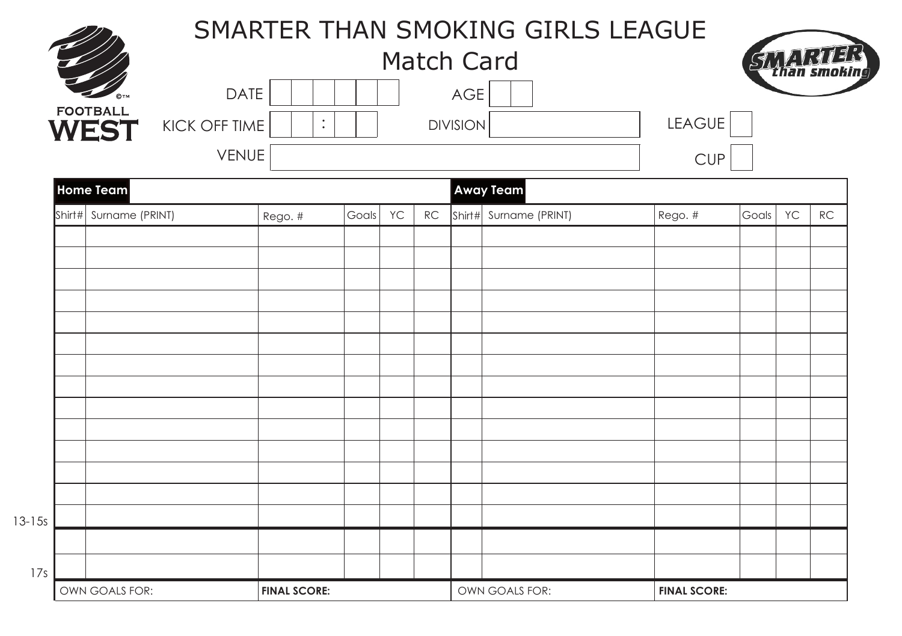FOOTBALL WEST

# SMARTER THAN SMOKING GIRLS LEAGUE

## Match Card

SMARTER than smoking

DATE | | | | | | |

KICK OFF TIME | | | : | | |

VENUE

AGE | | |

DIVISION

LEAGUE

CUP

| | **Home Team** | | | | | | **Away Team** | | | | |
|---|---|---|---|---|---|---|---|---|---|---|---|
| Shirt# | Surname (PRINT) | Rego. # | Goals | YC | RC | Shirt# | Surname (PRINT) | Rego. # | Goals | YC | RC |
| | | | | | | | | | | | |
| | | | | | | | | | | | |
| | | | | | | | | | | | |
| | | | | | | | | | | | |
| | | | | | | | | | | | |
| | | | | | | | | | | | |
| | | | | | | | | | | | |
| | | | | | | | | | | | |
| | | | | | | | | | | | |
| | | | | | | | | | | | |
| | | | | | | | | | | | |
| | | | | | | | | | | | |
| | | | | | | | | | | | |
| | | | | | | | | | | | |
| | | | | | | | | | | | |
| | | | | | | | | | | | |
| OWN GOALS FOR: | | **FINAL SCORE:** | | | | OWN GOALS FOR: | | **FINAL SCORE:** | | | |

13-15s

17s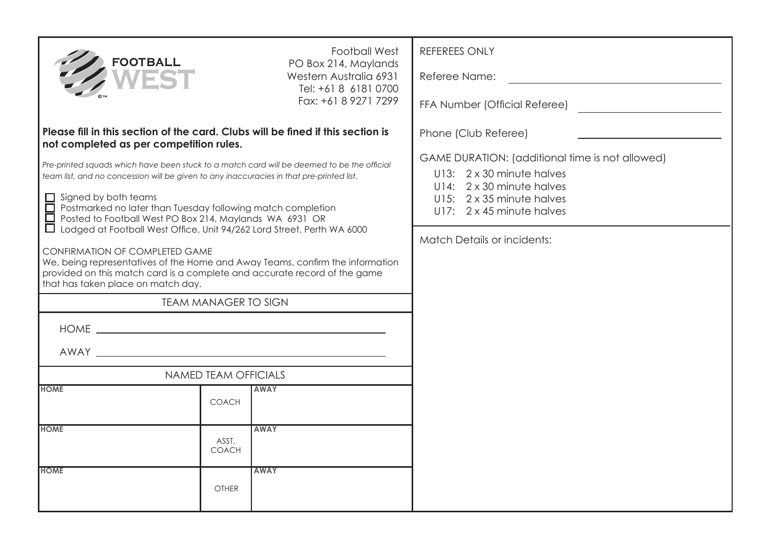FOOTBALL WEST

Football West
PO Box 214, Maylands
Western Australia 6931
Tel: +61 8 6181 0700
Fax: +61 8 9271 7299

**Please fill in this section of the card. Clubs will be fined if this section is not completed as per competition rules.**

*Pre-printed squads which have been stuck to a match card will be deemed to be the official team list, and no concession will be given to any inaccuracies in that pre-printed list.*

- ☐ Signed by both teams
- ☐ Postmarked no later than Tuesday following match completion
- ☐ Posted to Football West PO Box 214, Maylands WA 6931 OR
- ☐ Lodged at Football West Office, Unit 94/262 Lord Street, Perth WA 6000

CONFIRMATION OF COMPLETED GAME
We, being representatives of the Home and Away Teams, confirm the information provided on this match card is a complete and accurate record of the game that has taken place on match day.

TEAM MANAGER TO SIGN

HOME ______________________________

AWAY ______________________________

NAMED TEAM OFFICIALS

| HOME | | AWAY |
|---|---|---|
| | COACH | |
| **HOME** | ASST. COACH | **AWAY** |
| **HOME** | OTHER | **AWAY** |

REFEREES ONLY

Referee Name: ______________________________

FFA Number (Official Referee) ______________________________

Phone (Club Referee) ______________________________

GAME DURATION: (additional time is not allowed)

- U13: 2 x 30 minute halves
- U14: 2 x 30 minute halves
- U15: 2 x 35 minute halves
- U17: 2 x 45 minute halves

Match Details or incidents: